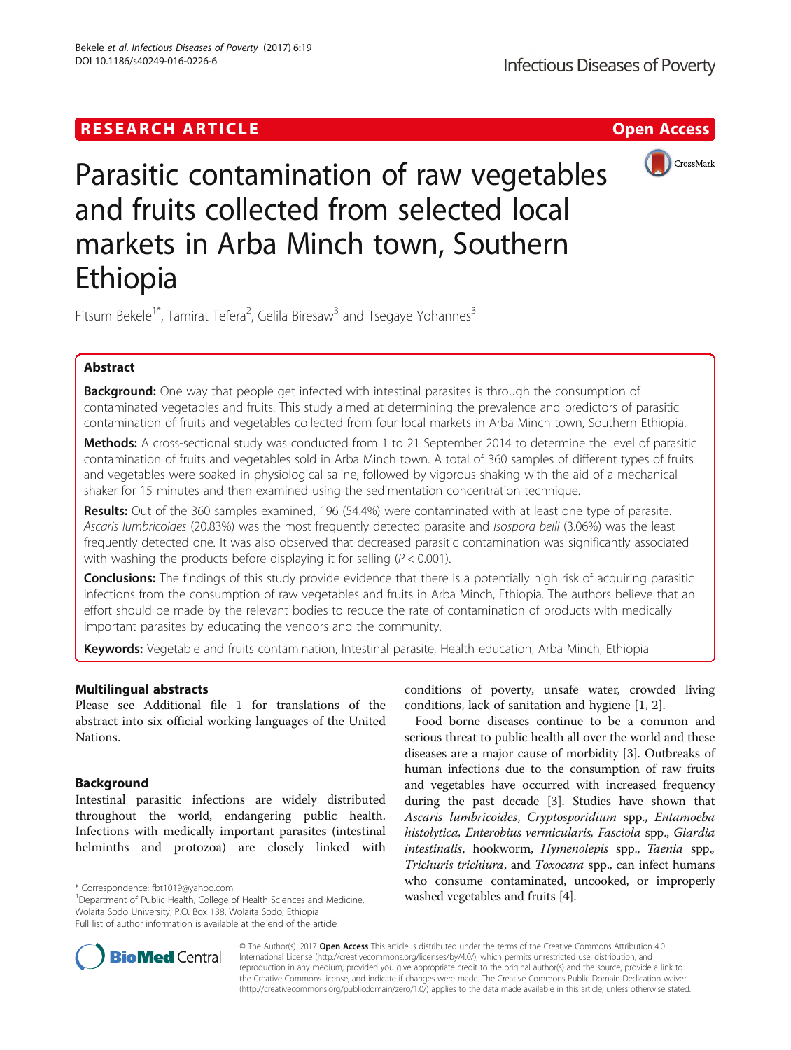RESEARCH ARTICLE

Open Access

# Parasitic contamination of raw vegetables and fruits collected from selected local markets in Arba Minch town, Southern Ethiopia

Fitsum Bekele[1*], Tamirat Tefera[2], Gelila Biresaw[3] and Tsegaye Yohannes[3]

## Abstract

**Background:** One way that people get infected with intestinal parasites is through the consumption of contaminated vegetables and fruits. This study aimed at determining the prevalence and predictors of parasitic contamination of fruits and vegetables collected from four local markets in Arba Minch town, Southern Ethiopia.

**Methods:** A cross-sectional study was conducted from 1 to 21 September 2014 to determine the level of parasitic contamination of fruits and vegetables sold in Arba Minch town. A total of 360 samples of different types of fruits and vegetables were soaked in physiological saline, followed by vigorous shaking with the aid of a mechanical shaker for 15 minutes and then examined using the sedimentation concentration technique.

**Results:** Out of the 360 samples examined, 196 (54.4%) were contaminated with at least one type of parasite. *Ascaris lumbricoides* (20.83%) was the most frequently detected parasite and *Isospora belli* (3.06%) was the least frequently detected one. It was also observed that decreased parasitic contamination was significantly associated with washing the products before displaying it for selling ($P < 0.001$).

**Conclusions:** The findings of this study provide evidence that there is a potentially high risk of acquiring parasitic infections from the consumption of raw vegetables and fruits in Arba Minch, Ethiopia. The authors believe that an effort should be made by the relevant bodies to reduce the rate of contamination of products with medically important parasites by educating the vendors and the community.

**Keywords:** Vegetable and fruits contamination, Intestinal parasite, Health education, Arba Minch, Ethiopia

## Multilingual abstracts

Please see Additional file 1 for translations of the abstract into six official working languages of the United Nations.

## Background

Intestinal parasitic infections are widely distributed throughout the world, endangering public health. Infections with medically important parasites (intestinal helminths and protozoa) are closely linked with conditions of poverty, unsafe water, crowded living conditions, lack of sanitation and hygiene [1, 2].

Food borne diseases continue to be a common and serious threat to public health all over the world and these diseases are a major cause of morbidity [3]. Outbreaks of human infections due to the consumption of raw fruits and vegetables have occurred with increased frequency during the past decade [3]. Studies have shown that *Ascaris lumbricoides*, *Cryptosporidium* spp., *Entamoeba histolytica*, *Enterobius vermicularis*, *Fasciola* spp., *Giardia intestinalis*, hookworm, *Hymenolepis* spp., *Taenia* spp., *Trichuris trichiura*, and *Toxocara* spp., can infect humans who consume contaminated, uncooked, or improperly washed vegetables and fruits [4].

\* Correspondence: fbt1019@yahoo.com
[1]Department of Public Health, College of Health Sciences and Medicine, Wolaita Sodo University, P.O. Box 138, Wolaita Sodo, Ethiopia
Full list of author information is available at the end of the article

© The Author(s). 2017 **Open Access** This article is distributed under the terms of the Creative Commons Attribution 4.0 International License (http://creativecommons.org/licenses/by/4.0/), which permits unrestricted use, distribution, and reproduction in any medium, provided you give appropriate credit to the original author(s) and the source, provide a link to the Creative Commons license, and indicate if changes were made. The Creative Commons Public Domain Dedication waiver (http://creativecommons.org/publicdomain/zero/1.0/) applies to the data made available in this article, unless otherwise stated.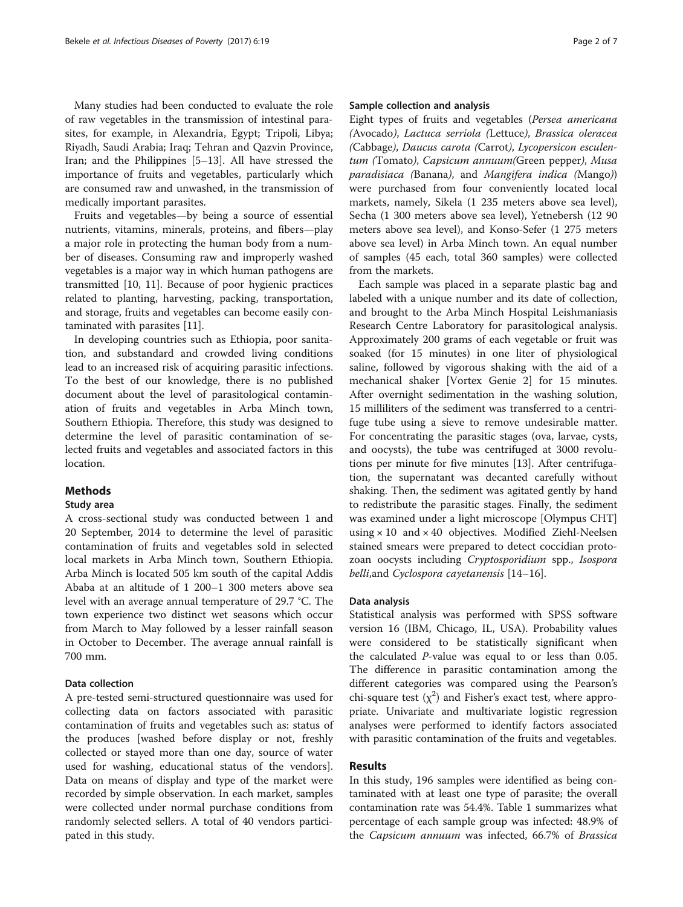Many studies had been conducted to evaluate the role of raw vegetables in the transmission of intestinal parasites, for example, in Alexandria, Egypt; Tripoli, Libya; Riyadh, Saudi Arabia; Iraq; Tehran and Qazvin Province, Iran; and the Philippines [5–13]. All have stressed the importance of fruits and vegetables, particularly which are consumed raw and unwashed, in the transmission of medically important parasites.

Fruits and vegetables—by being a source of essential nutrients, vitamins, minerals, proteins, and fibers—play a major role in protecting the human body from a number of diseases. Consuming raw and improperly washed vegetables is a major way in which human pathogens are transmitted [10, 11]. Because of poor hygienic practices related to planting, harvesting, packing, transportation, and storage, fruits and vegetables can become easily contaminated with parasites [11].

In developing countries such as Ethiopia, poor sanitation, and substandard and crowded living conditions lead to an increased risk of acquiring parasitic infections. To the best of our knowledge, there is no published document about the level of parasitological contamination of fruits and vegetables in Arba Minch town, Southern Ethiopia. Therefore, this study was designed to determine the level of parasitic contamination of selected fruits and vegetables and associated factors in this location.

## Methods

### Study area

A cross-sectional study was conducted between 1 and 20 September, 2014 to determine the level of parasitic contamination of fruits and vegetables sold in selected local markets in Arba Minch town, Southern Ethiopia. Arba Minch is located 505 km south of the capital Addis Ababa at an altitude of 1 200–1 300 meters above sea level with an average annual temperature of 29.7 °C. The town experience two distinct wet seasons which occur from March to May followed by a lesser rainfall season in October to December. The average annual rainfall is 700 mm.

### Data collection

A pre-tested semi-structured questionnaire was used for collecting data on factors associated with parasitic contamination of fruits and vegetables such as: status of the produces [washed before display or not, freshly collected or stayed more than one day, source of water used for washing, educational status of the vendors]. Data on means of display and type of the market were recorded by simple observation. In each market, samples were collected under normal purchase conditions from randomly selected sellers. A total of 40 vendors participated in this study.

### Sample collection and analysis

Eight types of fruits and vegetables (*Persea americana (*Avocado*)*, *Lactuca serriola (*Lettuce*)*, *Brassica oleracea (*Cabbage*)*, *Daucus carota (*Carrot*)*, *Lycopersicon esculentum (*Tomato*)*, *Capsicum annuum(*Green pepper*)*, *Musa paradisiaca (*Banana*)*, and *Mangifera indica (*Mango*)*) were purchased from four conveniently located local markets, namely, Sikela (1 235 meters above sea level), Secha (1 300 meters above sea level), Yetnebersh (12 90 meters above sea level), and Konso-Sefer (1 275 meters above sea level) in Arba Minch town. An equal number of samples (45 each, total 360 samples) were collected from the markets.

Each sample was placed in a separate plastic bag and labeled with a unique number and its date of collection, and brought to the Arba Minch Hospital Leishmaniasis Research Centre Laboratory for parasitological analysis. Approximately 200 grams of each vegetable or fruit was soaked (for 15 minutes) in one liter of physiological saline, followed by vigorous shaking with the aid of a mechanical shaker [Vortex Genie 2] for 15 minutes. After overnight sedimentation in the washing solution, 15 milliliters of the sediment was transferred to a centrifuge tube using a sieve to remove undesirable matter. For concentrating the parasitic stages (ova, larvae, cysts, and oocysts), the tube was centrifuged at 3000 revolutions per minute for five minutes [13]. After centrifugation, the supernatant was decanted carefully without shaking. Then, the sediment was agitated gently by hand to redistribute the parasitic stages. Finally, the sediment was examined under a light microscope [Olympus CHT] using × 10 and × 40 objectives. Modified Ziehl-Neelsen stained smears were prepared to detect coccidian protozoan oocysts including *Cryptosporidium* spp., *Isospora belli*,and *Cyclospora cayetanensis* [14–16].

### Data analysis

Statistical analysis was performed with SPSS software version 16 (IBM, Chicago, IL, USA). Probability values were considered to be statistically significant when the calculated *P*-value was equal to or less than 0.05. The difference in parasitic contamination among the different categories was compared using the Pearson's chi-square test ($\chi^2$) and Fisher's exact test, where appropriate. Univariate and multivariate logistic regression analyses were performed to identify factors associated with parasitic contamination of the fruits and vegetables.

## Results

In this study, 196 samples were identified as being contaminated with at least one type of parasite; the overall contamination rate was 54.4%. Table 1 summarizes what percentage of each sample group was infected: 48.9% of the *Capsicum annuum* was infected, 66.7% of *Brassica*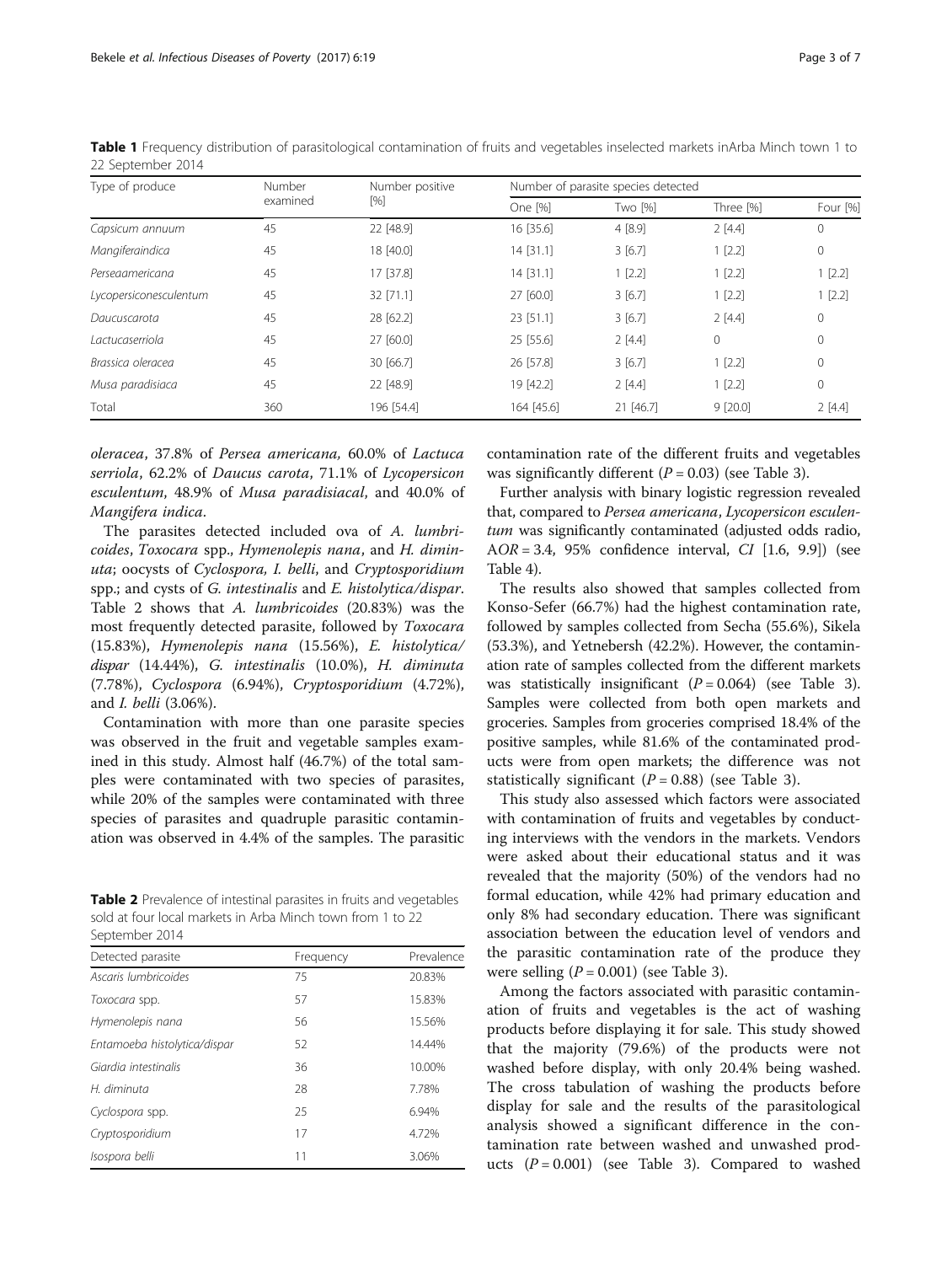**Table 1** Frequency distribution of parasitological contamination of fruits and vegetables inselected markets inArba Minch town 1 to 22 September 2014

| Type of produce | Number examined | Number positive [%] | Number of parasite species detected | | | |
|---|---|---|---|---|---|---|
| | | | One [%] | Two [%] | Three [%] | Four [%] |
| *Capsicum annuum* | 45 | 22 [48.9] | 16 [35.6] | 4 [8.9] | 2 [4.4] | 0 |
| *Mangiferaindica* | 45 | 18 [40.0] | 14 [31.1] | 3 [6.7] | 1 [2.2] | 0 |
| *Perseaamericana* | 45 | 17 [37.8] | 14 [31.1] | 1 [2.2] | 1 [2.2] | 1 [2.2] |
| *Lycopersiconesculentum* | 45 | 32 [71.1] | 27 [60.0] | 3 [6.7] | 1 [2.2] | 1 [2.2] |
| *Daucuscarota* | 45 | 28 [62.2] | 23 [51.1] | 3 [6.7] | 2 [4.4] | 0 |
| *Lactucaserriola* | 45 | 27 [60.0] | 25 [55.6] | 2 [4.4] | 0 | 0 |
| *Brassica oleracea* | 45 | 30 [66.7] | 26 [57.8] | 3 [6.7] | 1 [2.2] | 0 |
| *Musa paradisiaca* | 45 | 22 [48.9] | 19 [42.2] | 2 [4.4] | 1 [2.2] | 0 |
| Total | 360 | 196 [54.4] | 164 [45.6] | 21 [46.7] | 9 [20.0] | 2 [4.4] |

*oleracea*, 37.8% of *Persea americana*, 60.0% of *Lactuca serriola*, 62.2% of *Daucus carota*, 71.1% of *Lycopersicon esculentum*, 48.9% of *Musa paradisiacal*, and 40.0% of *Mangifera indica*.

The parasites detected included ova of *A. lumbricoides*, *Toxocara* spp., *Hymenolepis nana*, and *H. diminuta*; oocysts of *Cyclospora, I. belli*, and *Cryptosporidium* spp.; and cysts of *G. intestinalis* and *E. histolytica/dispar*. Table 2 shows that *A. lumbricoides* (20.83%) was the most frequently detected parasite, followed by *Toxocara* (15.83%), *Hymenolepis nana* (15.56%), *E. histolytica/dispar* (14.44%), *G. intestinalis* (10.0%), *H. diminuta* (7.78%), *Cyclospora* (6.94%), *Cryptosporidium* (4.72%), and *I. belli* (3.06%).

Contamination with more than one parasite species was observed in the fruit and vegetable samples examined in this study. Almost half (46.7%) of the total samples were contaminated with two species of parasites, while 20% of the samples were contaminated with three species of parasites and quadruple parasitic contamination was observed in 4.4% of the samples. The parasitic contamination rate of the different fruits and vegetables was significantly different ($P = 0.03$) (see Table 3).

**Table 2** Prevalence of intestinal parasites in fruits and vegetables sold at four local markets in Arba Minch town from 1 to 22 September 2014

| Detected parasite | Frequency | Prevalence |
|---|---|---|
| *Ascaris lumbricoides* | 75 | 20.83% |
| *Toxocara* spp. | 57 | 15.83% |
| *Hymenolepis nana* | 56 | 15.56% |
| *Entamoeba histolytica/dispar* | 52 | 14.44% |
| *Giardia intestinalis* | 36 | 10.00% |
| *H. diminuta* | 28 | 7.78% |
| *Cyclospora* spp. | 25 | 6.94% |
| *Cryptosporidium* | 17 | 4.72% |
| *Isospora belli* | 11 | 3.06% |

Further analysis with binary logistic regression revealed that, compared to *Persea americana*, *Lycopersicon esculentum* was significantly contaminated (adjusted odds radio, *AOR* = 3.4, 95% confidence interval, *CI* [1.6, 9.9]) (see Table 4).

The results also showed that samples collected from Konso-Sefer (66.7%) had the highest contamination rate, followed by samples collected from Secha (55.6%), Sikela (53.3%), and Yetnebersh (42.2%). However, the contamination rate of samples collected from the different markets was statistically insignificant ($P = 0.064$) (see Table 3). Samples were collected from both open markets and groceries. Samples from groceries comprised 18.4% of the positive samples, while 81.6% of the contaminated products were from open markets; the difference was not statistically significant ($P = 0.88$) (see Table 3).

This study also assessed which factors were associated with contamination of fruits and vegetables by conducting interviews with the vendors in the markets. Vendors were asked about their educational status and it was revealed that the majority (50%) of the vendors had no formal education, while 42% had primary education and only 8% had secondary education. There was significant association between the education level of vendors and the parasitic contamination rate of the produce they were selling ($P = 0.001$) (see Table 3).

Among the factors associated with parasitic contamination of fruits and vegetables is the act of washing products before displaying it for sale. This study showed that the majority (79.6%) of the products were not washed before display, with only 20.4% being washed. The cross tabulation of washing the products before display for sale and the results of the parasitological analysis showed a significant difference in the contamination rate between washed and unwashed products ($P = 0.001$) (see Table 3). Compared to washed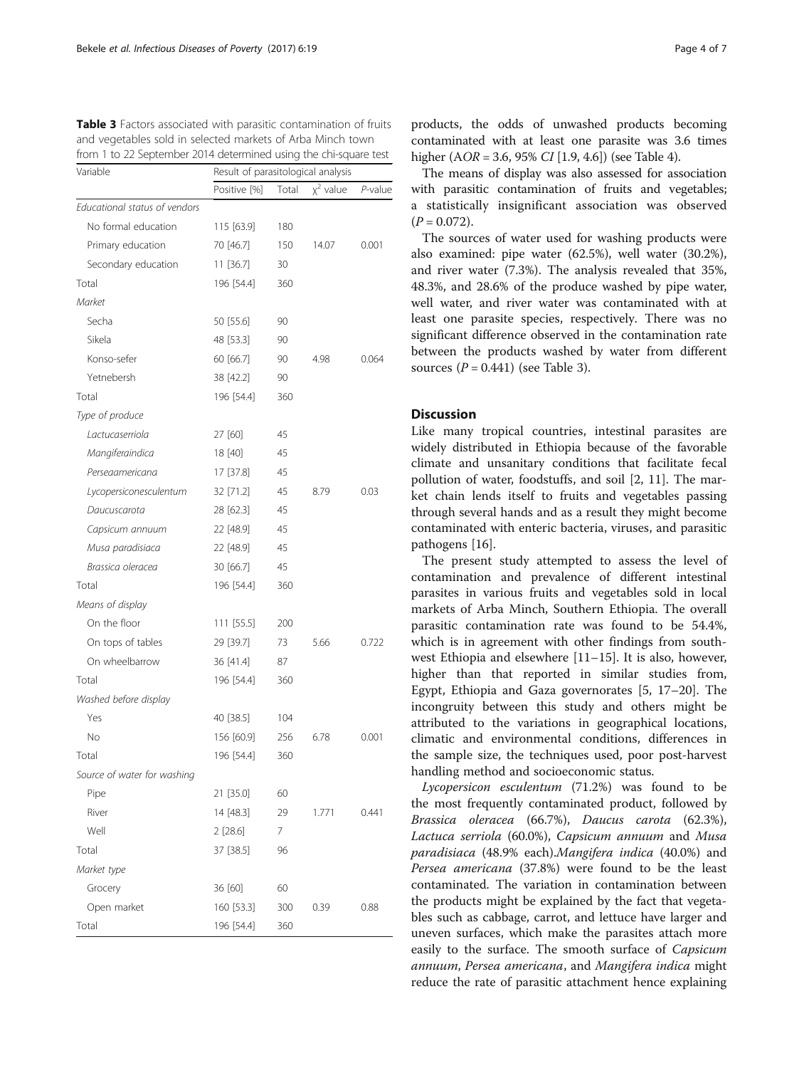**Table 3** Factors associated with parasitic contamination of fruits and vegetables sold in selected markets of Arba Minch town from 1 to 22 September 2014 determined using the chi-square test

| Variable | Result of parasitological analysis | | | |
|---|---|---|---|---|
| | Positive [%] | Total | $\chi^2$ value | *P*-value |
| *Educational status of vendors* | | | | |
| No formal education | 115 [63.9] | 180 | | |
| Primary education | 70 [46.7] | 150 | 14.07 | 0.001 |
| Secondary education | 11 [36.7] | 30 | | |
| Total | 196 [54.4] | 360 | | |
| *Market* | | | | |
| Secha | 50 [55.6] | 90 | | |
| Sikela | 48 [53.3] | 90 | | |
| Konso-sefer | 60 [66.7] | 90 | 4.98 | 0.064 |
| Yetnebersh | 38 [42.2] | 90 | | |
| Total | 196 [54.4] | 360 | | |
| *Type of produce* | | | | |
| *Lactucaserriola* | 27 [60] | 45 | | |
| *Mangiferaindica* | 18 [40] | 45 | | |
| *Perseaamericana* | 17 [37.8] | 45 | | |
| *Lycopersiconesculentum* | 32 [71.2] | 45 | 8.79 | 0.03 |
| *Daucuscarota* | 28 [62.3] | 45 | | |
| *Capsicum annuum* | 22 [48.9] | 45 | | |
| *Musa paradisiaca* | 22 [48.9] | 45 | | |
| *Brassica oleracea* | 30 [66.7] | 45 | | |
| Total | 196 [54.4] | 360 | | |
| *Means of display* | | | | |
| On the floor | 111 [55.5] | 200 | | |
| On tops of tables | 29 [39.7] | 73 | 5.66 | 0.722 |
| On wheelbarrow | 36 [41.4] | 87 | | |
| Total | 196 [54.4] | 360 | | |
| *Washed before display* | | | | |
| Yes | 40 [38.5] | 104 | | |
| No | 156 [60.9] | 256 | 6.78 | 0.001 |
| Total | 196 [54.4] | 360 | | |
| *Source of water for washing* | | | | |
| Pipe | 21 [35.0] | 60 | | |
| River | 14 [48.3] | 29 | 1.771 | 0.441 |
| Well | 2 [28.6] | 7 | | |
| Total | 37 [38.5] | 96 | | |
| *Market type* | | | | |
| Grocery | 36 [60] | 60 | | |
| Open market | 160 [53.3] | 300 | 0.39 | 0.88 |
| Total | 196 [54.4] | 360 | | |

products, the odds of unwashed products becoming contaminated with at least one parasite was 3.6 times higher (A*OR* = 3.6, 95% *CI* [1.9, 4.6]) (see Table 4).

The means of display was also assessed for association with parasitic contamination of fruits and vegetables; a statistically insignificant association was observed ($P = 0.072$).

The sources of water used for washing products were also examined: pipe water (62.5%), well water (30.2%), and river water (7.3%). The analysis revealed that 35%, 48.3%, and 28.6% of the produce washed by pipe water, well water, and river water was contaminated with at least one parasite species, respectively. There was no significant difference observed in the contamination rate between the products washed by water from different sources ($P = 0.441$) (see Table 3).

## Discussion

Like many tropical countries, intestinal parasites are widely distributed in Ethiopia because of the favorable climate and unsanitary conditions that facilitate fecal pollution of water, foodstuffs, and soil [2, 11]. The market chain lends itself to fruits and vegetables passing through several hands and as a result they might become contaminated with enteric bacteria, viruses, and parasitic pathogens [16].

The present study attempted to assess the level of contamination and prevalence of different intestinal parasites in various fruits and vegetables sold in local markets of Arba Minch, Southern Ethiopia. The overall parasitic contamination rate was found to be 54.4%, which is in agreement with other findings from southwest Ethiopia and elsewhere [11–15]. It is also, however, higher than that reported in similar studies from, Egypt, Ethiopia and Gaza governorates [5, 17–20]. The incongruity between this study and others might be attributed to the variations in geographical locations, climatic and environmental conditions, differences in the sample size, the techniques used, poor post-harvest handling method and socioeconomic status.

*Lycopersicon esculentum* (71.2%) was found to be the most frequently contaminated product, followed by *Brassica oleracea* (66.7%), *Daucus carota* (62.3%), *Lactuca serriola* (60.0%), *Capsicum annuum* and *Musa paradisiaca* (48.9% each).*Mangifera indica* (40.0%) and *Persea americana* (37.8%) were found to be the least contaminated. The variation in contamination between the products might be explained by the fact that vegetables such as cabbage, carrot, and lettuce have larger and uneven surfaces, which make the parasites attach more easily to the surface. The smooth surface of *Capsicum annuum*, *Persea americana*, and *Mangifera indica* might reduce the rate of parasitic attachment hence explaining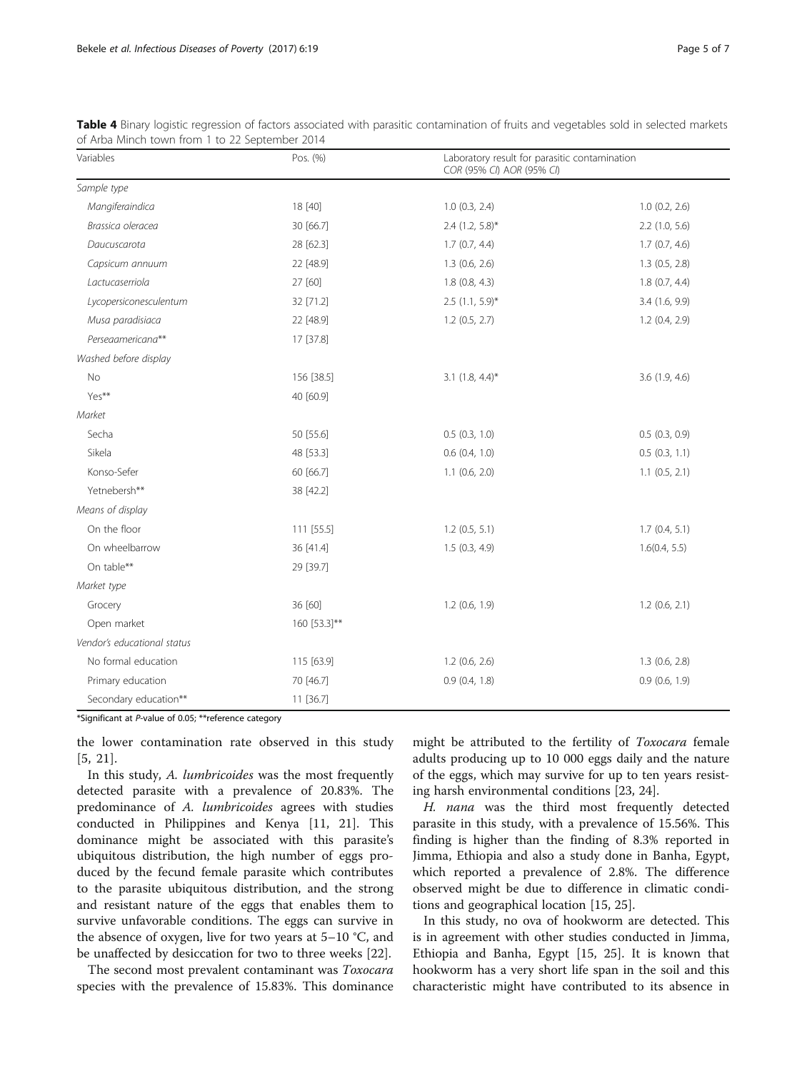**Table 4** Binary logistic regression of factors associated with parasitic contamination of fruits and vegetables sold in selected markets of Arba Minch town from 1 to 22 September 2014

| Variables | Pos. (%) | Laboratory result for parasitic contamination COR (95% CI) AOR (95% CI) | |
|---|---|---|---|
| *Sample type* | | | |
| *Mangiferaindica* | 18 [40] | 1.0 (0.3, 2.4) | 1.0 (0.2, 2.6) |
| *Brassica oleracea* | 30 [66.7] | 2.4 (1.2, 5.8)* | 2.2 (1.0, 5.6) |
| *Daucuscarota* | 28 [62.3] | 1.7 (0.7, 4.4) | 1.7 (0.7, 4.6) |
| *Capsicum annuum* | 22 [48.9] | 1.3 (0.6, 2.6) | 1.3 (0.5, 2.8) |
| *Lactucaserriola* | 27 [60] | 1.8 (0.8, 4.3) | 1.8 (0.7, 4.4) |
| *Lycopersiconesculentum* | 32 [71.2] | 2.5 (1.1, 5.9)* | 3.4 (1.6, 9.9) |
| *Musa paradisiaca* | 22 [48.9] | 1.2 (0.5, 2.7) | 1.2 (0.4, 2.9) |
| *Perseaamericana*** | 17 [37.8] | | |
| *Washed before display* | | | |
| No | 156 [38.5] | 3.1 (1.8, 4.4)* | 3.6 (1.9, 4.6) |
| Yes** | 40 [60.9] | | |
| *Market* | | | |
| Secha | 50 [55.6] | 0.5 (0.3, 1.0) | 0.5 (0.3, 0.9) |
| Sikela | 48 [53.3] | 0.6 (0.4, 1.0) | 0.5 (0.3, 1.1) |
| Konso-Sefer | 60 [66.7] | 1.1 (0.6, 2.0) | 1.1 (0.5, 2.1) |
| Yetnebersh** | 38 [42.2] | | |
| *Means of display* | | | |
| On the floor | 111 [55.5] | 1.2 (0.5, 5.1) | 1.7 (0.4, 5.1) |
| On wheelbarrow | 36 [41.4] | 1.5 (0.3, 4.9) | 1.6(0.4, 5.5) |
| On table** | 29 [39.7] | | |
| *Market type* | | | |
| Grocery | 36 [60] | 1.2 (0.6, 1.9) | 1.2 (0.6, 2.1) |
| Open market | 160 [53.3]** | | |
| *Vendor's educational status* | | | |
| No formal education | 115 [63.9] | 1.2 (0.6, 2.6) | 1.3 (0.6, 2.8) |
| Primary education | 70 [46.7] | 0.9 (0.4, 1.8) | 0.9 (0.6, 1.9) |
| Secondary education** | 11 [36.7] | | |

*Significant at *P*-value of 0.05; **reference category

the lower contamination rate observed in this study [5, 21].

In this study, *A. lumbricoides* was the most frequently detected parasite with a prevalence of 20.83%. The predominance of *A. lumbricoides* agrees with studies conducted in Philippines and Kenya [11, 21]. This dominance might be associated with this parasite's ubiquitous distribution, the high number of eggs produced by the fecund female parasite which contributes to the parasite ubiquitous distribution, and the strong and resistant nature of the eggs that enables them to survive unfavorable conditions. The eggs can survive in the absence of oxygen, live for two years at 5–10 °C, and be unaffected by desiccation for two to three weeks [22].

The second most prevalent contaminant was *Toxocara* species with the prevalence of 15.83%. This dominance might be attributed to the fertility of *Toxocara* female adults producing up to 10 000 eggs daily and the nature of the eggs, which may survive for up to ten years resisting harsh environmental conditions [23, 24].

*H. nana* was the third most frequently detected parasite in this study, with a prevalence of 15.56%. This finding is higher than the finding of 8.3% reported in Jimma, Ethiopia and also a study done in Banha, Egypt, which reported a prevalence of 2.8%. The difference observed might be due to difference in climatic conditions and geographical location [15, 25].

In this study, no ova of hookworm are detected. This is in agreement with other studies conducted in Jimma, Ethiopia and Banha, Egypt [15, 25]. It is known that hookworm has a very short life span in the soil and this characteristic might have contributed to its absence in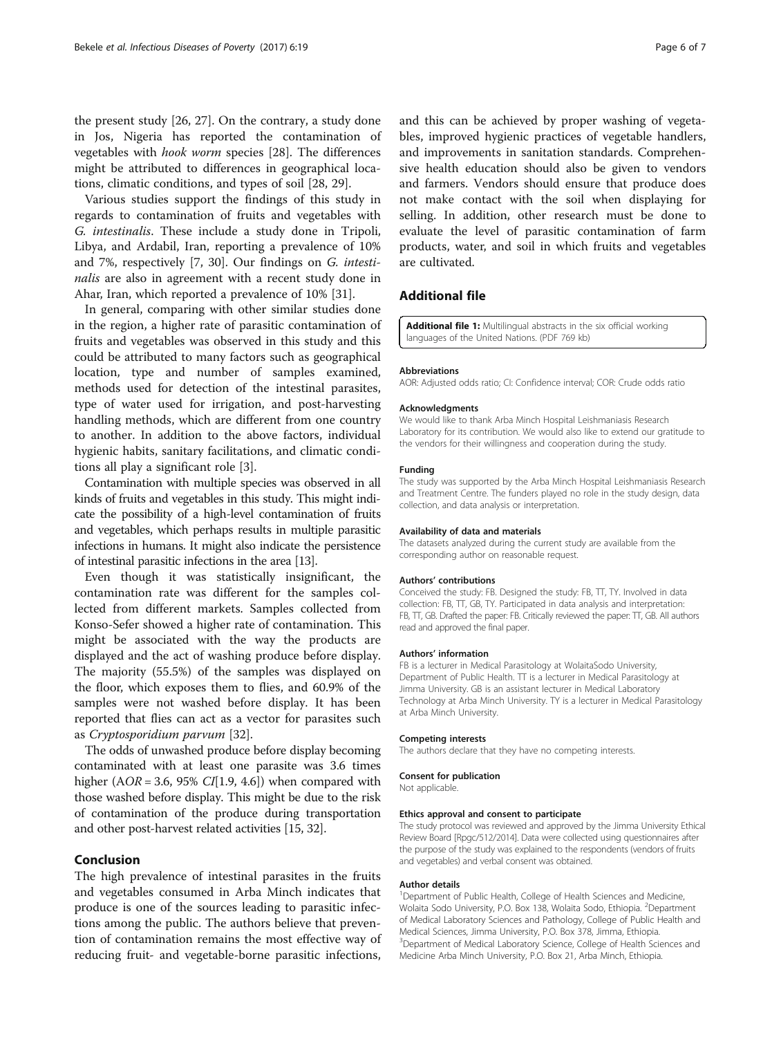the present study [26, 27]. On the contrary, a study done in Jos, Nigeria has reported the contamination of vegetables with *hook worm* species [28]. The differences might be attributed to differences in geographical locations, climatic conditions, and types of soil [28, 29].

Various studies support the findings of this study in regards to contamination of fruits and vegetables with *G. intestinalis*. These include a study done in Tripoli, Libya, and Ardabil, Iran, reporting a prevalence of 10% and 7%, respectively [7, 30]. Our findings on *G. intestinalis* are also in agreement with a recent study done in Ahar, Iran, which reported a prevalence of 10% [31].

In general, comparing with other similar studies done in the region, a higher rate of parasitic contamination of fruits and vegetables was observed in this study and this could be attributed to many factors such as geographical location, type and number of samples examined, methods used for detection of the intestinal parasites, type of water used for irrigation, and post-harvesting handling methods, which are different from one country to another. In addition to the above factors, individual hygienic habits, sanitary facilitations, and climatic conditions all play a significant role [3].

Contamination with multiple species was observed in all kinds of fruits and vegetables in this study. This might indicate the possibility of a high-level contamination of fruits and vegetables, which perhaps results in multiple parasitic infections in humans. It might also indicate the persistence of intestinal parasitic infections in the area [13].

Even though it was statistically insignificant, the contamination rate was different for the samples collected from different markets. Samples collected from Konso-Sefer showed a higher rate of contamination. This might be associated with the way the products are displayed and the act of washing produce before display. The majority (55.5%) of the samples was displayed on the floor, which exposes them to flies, and 60.9% of the samples were not washed before display. It has been reported that flies can act as a vector for parasites such as *Cryptosporidium parvum* [32].

The odds of unwashed produce before display becoming contaminated with at least one parasite was 3.6 times higher (A*OR* = 3.6, 95% *CI*[1.9, 4.6]) when compared with those washed before display. This might be due to the risk of contamination of the produce during transportation and other post-harvest related activities [15, 32].

## Conclusion

The high prevalence of intestinal parasites in the fruits and vegetables consumed in Arba Minch indicates that produce is one of the sources leading to parasitic infections among the public. The authors believe that prevention of contamination remains the most effective way of reducing fruit- and vegetable-borne parasitic infections, and this can be achieved by proper washing of vegetables, improved hygienic practices of vegetable handlers, and improvements in sanitation standards. Comprehensive health education should also be given to vendors and farmers. Vendors should ensure that produce does not make contact with the soil when displaying for selling. In addition, other research must be done to evaluate the level of parasitic contamination of farm products, water, and soil in which fruits and vegetables are cultivated.

## Additional file

**Additional file 1:** Multilingual abstracts in the six official working languages of the United Nations. (PDF 769 kb)

#### Abbreviations
AOR: Adjusted odds ratio; CI: Confidence interval; COR: Crude odds ratio

#### Acknowledgments
We would like to thank Arba Minch Hospital Leishmaniasis Research Laboratory for its contribution. We would also like to extend our gratitude to the vendors for their willingness and cooperation during the study.

#### Funding
The study was supported by the Arba Minch Hospital Leishmaniasis Research and Treatment Centre. The funders played no role in the study design, data collection, and data analysis or interpretation.

#### Availability of data and materials
The datasets analyzed during the current study are available from the corresponding author on reasonable request.

#### Authors' contributions
Conceived the study: FB. Designed the study: FB, TT, TY. Involved in data collection: FB, TT, GB, TY. Participated in data analysis and interpretation: FB, TT, GB. Drafted the paper: FB. Critically reviewed the paper: TT, GB. All authors read and approved the final paper.

#### Authors' information
FB is a lecturer in Medical Parasitology at WolaitaSodo University, Department of Public Health. TT is a lecturer in Medical Parasitology at Jimma University. GB is an assistant lecturer in Medical Laboratory Technology at Arba Minch University. TY is a lecturer in Medical Parasitology at Arba Minch University.

#### Competing interests
The authors declare that they have no competing interests.

#### Consent for publication
Not applicable.

#### Ethics approval and consent to participate
The study protocol was reviewed and approved by the Jimma University Ethical Review Board [Rpgc/512/2014]. Data were collected using questionnaires after the purpose of the study was explained to the respondents (vendors of fruits and vegetables) and verbal consent was obtained.

#### Author details
[1]Department of Public Health, College of Health Sciences and Medicine, Wolaita Sodo University, P.O. Box 138, Wolaita Sodo, Ethiopia. [2]Department of Medical Laboratory Sciences and Pathology, College of Public Health and Medical Sciences, Jimma University, P.O. Box 378, Jimma, Ethiopia. [3]Department of Medical Laboratory Science, College of Health Sciences and Medicine Arba Minch University, P.O. Box 21, Arba Minch, Ethiopia.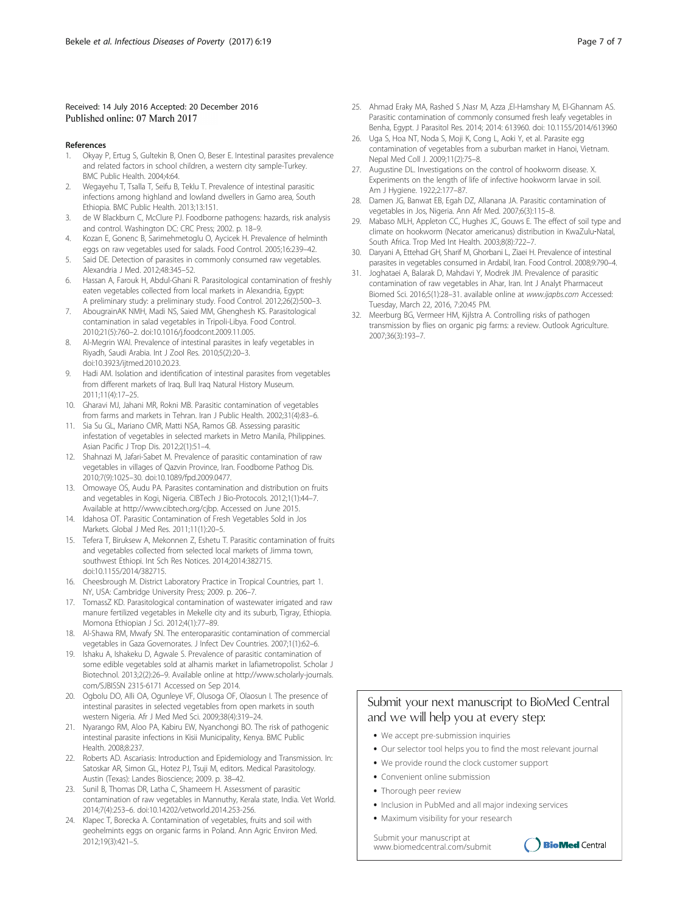Received: 14 July 2016 Accepted: 20 December 2016
Published online: 07 March 2017

## References

1. Okyay P, Ertug S, Gultekin B, Onen O, Beser E. Intestinal parasites prevalence and related factors in school children, a western city sample-Turkey. BMC Public Health. 2004;4:64.
2. Wegayehu T, Tsalla T, Seifu B, Teklu T. Prevalence of intestinal parasitic infections among highland and lowland dwellers in Gamo area, South Ethiopia. BMC Public Health. 2013;13:151.
3. de W Blackburn C, McClure PJ. Foodborne pathogens: hazards, risk analysis and control. Washington DC: CRC Press; 2002. p. 18–9.
4. Kozan E, Gonenc B, Sarimehmetoglu O, Aycicek H. Prevalence of helminth eggs on raw vegetables used for salads. Food Control. 2005;16:239–42.
5. Said DE. Detection of parasites in commonly consumed raw vegetables. Alexandria J Med. 2012;48:345–52.
6. Hassan A, Farouk H, Abdul-Ghani R. Parasitological contamination of freshly eaten vegetables collected from local markets in Alexandria, Egypt: A preliminary study: a preliminary study. Food Control. 2012;26(2):500–3.
7. AbougrainAK NMH, Madi NS, Saied MM, Ghenghesh KS. Parasitological contamination in salad vegetables in Tripoli-Libya. Food Control. 2010;21(5):760–2. doi:10.1016/j.foodcont.2009.11.005.
8. Al-Megrin WAI. Prevalence of intestinal parasites in leafy vegetables in Riyadh, Saudi Arabia. Int J Zool Res. 2010;5(2):20–3. doi:10.3923/ijtmed.2010.20.23.
9. Hadi AM. Isolation and identification of intestinal parasites from vegetables from different markets of Iraq. Bull Iraq Natural History Museum. 2011;11(4):17–25.
10. Gharavi MJ, Jahani MR, Rokni MB. Parasitic contamination of vegetables from farms and markets in Tehran. Iran J Public Health. 2002;31(4):83–6.
11. Sia Su GL, Mariano CMR, Matti NSA, Ramos GB. Assessing parasitic infestation of vegetables in selected markets in Metro Manila, Philippines. Asian Pacific J Trop Dis. 2012;2(1):51–4.
12. Shahnazi M, Jafari-Sabet M. Prevalence of parasitic contamination of raw vegetables in villages of Qazvin Province, Iran. Foodborne Pathog Dis. 2010;7(9):1025–30. doi:10.1089/fpd.2009.0477.
13. Omowaye OS, Audu PA. Parasites contamination and distribution on fruits and vegetables in Kogi, Nigeria. CIBTech J Bio-Protocols. 2012;1(1):44–7. Available at http://www.cibtech.org/cjbp. Accessed on June 2015.
14. Idahosa OT. Parasitic Contamination of Fresh Vegetables Sold in Jos Markets. Global J Med Res. 2011;11(1):20–5.
15. Tefera T, Biruksew A, Mekonnen Z, Eshetu T. Parasitic contamination of fruits and vegetables collected from selected local markets of Jimma town, southwest Ethiopi. Int Sch Res Notices. 2014;2014:382715. doi:10.1155/2014/382715.
16. Cheesbrough M. District Laboratory Practice in Tropical Countries, part 1. NY, USA: Cambridge University Press; 2009. p. 206–7.
17. TomassZ KD. Parasitological contamination of wastewater irrigated and raw manure fertilized vegetables in Mekelle city and its suburb, Tigray, Ethiopia. Momona Ethiopian J Sci. 2012;4(1):77–89.
18. Al-Shawa RM, Mwafy SN. The enteroparasitic contamination of commercial vegetables in Gaza Governorates. J Infect Dev Countries. 2007;1(1):62–6.
19. Ishaku A, Ishakeku D, Agwale S. Prevalence of parasitic contamination of some edible vegetables sold at alhamis market in lafiametropolist. Scholar J Biotechnol. 2013;2(2):26–9. Available online at http://www.scholarly-journals.com/SJBISSN 2315-6171 Accessed on Sep 2014.
20. Ogbolu DO, Alli OA, Ogunleye VF, Olusoga OF, Olaosun I. The presence of intestinal parasites in selected vegetables from open markets in south western Nigeria. Afr J Med Med Sci. 2009;38(4):319–24.
21. Nyarango RM, Aloo PA, Kabiru EW, Nyanchongi BO. The risk of pathogenic intestinal parasite infections in Kisii Municipality, Kenya. BMC Public Health. 2008;8:237.
22. Roberts AD. Ascariasis: Introduction and Epidemiology and Transmission. In: Satoskar AR, Simon GL, Hotez PJ, Tsuji M, editors. Medical Parasitology. Austin (Texas): Landes Bioscience; 2009. p. 38–42.
23. Sunil B, Thomas DR, Latha C, Shameem H. Assessment of parasitic contamination of raw vegetables in Mannuthy, Kerala state, India. Vet World. 2014;7(4):253–6. doi:10.14202/vetworld.2014.253-256.
24. Klapec T, Borecka A. Contamination of vegetables, fruits and soil with geohelmints eggs on organic farms in Poland. Ann Agric Environ Med. 2012;19(3):421–5.
25. Ahmad Eraky MA, Rashed S ,Nasr M, Azza ,El-Hamshary M, El-Ghannam AS. Parasitic contamination of commonly consumed fresh leafy vegetables in Benha, Egypt. J Parasitol Res. 2014; 2014: 613960. doi: 10.1155/2014/613960
26. Uga S, Hoa NT, Noda S, Moji K, Cong L, Aoki Y, et al. Parasite egg contamination of vegetables from a suburban market in Hanoi, Vietnam. Nepal Med Coll J. 2009;11(2):75–8.
27. Augustine DL. Investigations on the control of hookworm disease. X. Experiments on the length of life of infective hookworm larvae in soil. Am J Hygiene. 1922;2:177–87.
28. Damen JG, Banwat EB, Egah DZ, Allanana JA. Parasitic contamination of vegetables in Jos, Nigeria. Ann Afr Med. 2007;6(3):115–8.
29. Mabaso MLH, Appleton CC, Hughes JC, Gouws E. The effect of soil type and climate on hookworm (Necator americanus) distribution in KwaZulu-Natal, South Africa. Trop Med Int Health. 2003;8(8):722–7.
30. Daryani A, Ettehad GH, Sharif M, Ghorbani L, Ziaei H. Prevalence of intestinal parasites in vegetables consumed in Ardabil, Iran. Food Control. 2008;9:790–4.
31. Joghataei A, Balarak D, Mahdavi Y, Modrek JM. Prevalence of parasitic contamination of raw vegetables in Ahar, Iran. Int J Analyt Pharmaceut Biomed Sci. 2016;5(1):28–31. available online at www.ijapbs.com Accessed: Tuesday, March 22, 2016, 7:20:45 PM.
32. Meerburg BG, Vermeer HM, Kijlstra A. Controlling risks of pathogen transmission by flies on organic pig farms: a review. Outlook Agriculture. 2007;36(3):193–7.

Submit your next manuscript to BioMed Central and we will help you at every step:

- We accept pre-submission inquiries
- Our selector tool helps you to find the most relevant journal
- We provide round the clock customer support
- Convenient online submission
- Thorough peer review
- Inclusion in PubMed and all major indexing services
- Maximum visibility for your research

Submit your manuscript at
www.biomedcentral.com/submit

BioMed Central